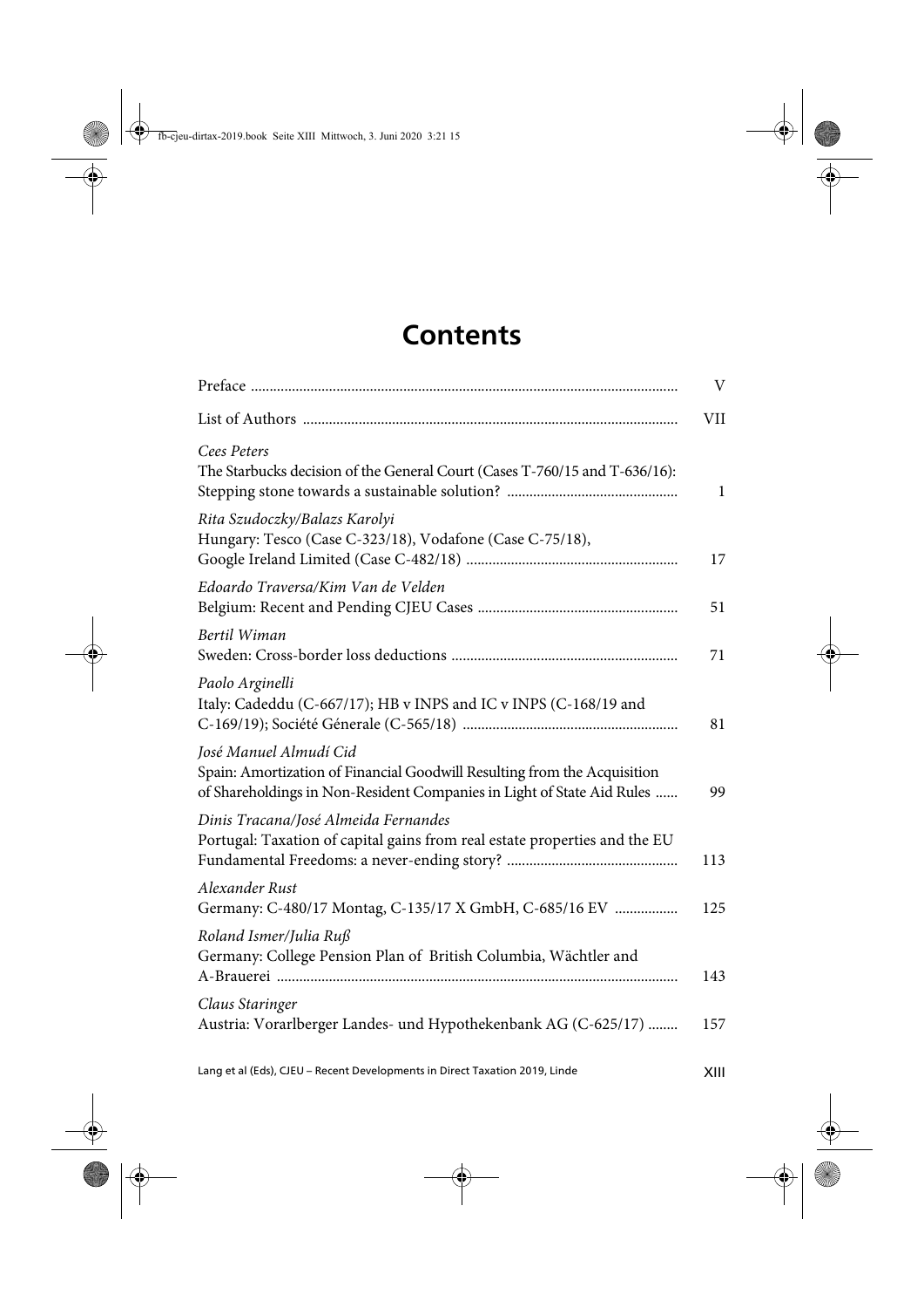# Contents

| | |
|---|---|
| Preface | V |
| List of Authors | VII |
| *Cees Peters*<br>The Starbucks decision of the General Court (Cases T-760/15 and T-636/16): Stepping stone towards a sustainable solution? | 1 |
| *Rita Szudoczky/Balazs Karolyi*<br>Hungary: Tesco (Case C-323/18), Vodafone (Case C-75/18), Google Ireland Limited (Case C-482/18) | 17 |
| *Edoardo Traversa/Kim Van de Velden*<br>Belgium: Recent and Pending CJEU Cases | 51 |
| *Bertil Wiman*<br>Sweden: Cross-border loss deductions | 71 |
| *Paolo Arginelli*<br>Italy: Cadeddu (C-667/17); HB v INPS and IC v INPS (C-168/19 and C-169/19); Société Génerale (C-565/18) | 81 |
| *José Manuel Almudí Cid*<br>Spain: Amortization of Financial Goodwill Resulting from the Acquisition of Shareholdings in Non-Resident Companies in Light of State Aid Rules | 99 |
| *Dinis Tracana/José Almeida Fernandes*<br>Portugal: Taxation of capital gains from real estate properties and the EU Fundamental Freedoms: a never-ending story? | 113 |
| *Alexander Rust*<br>Germany: C-480/17 Montag, C-135/17 X GmbH, C-685/16 EV | 125 |
| *Roland Ismer/Julia Ruß*<br>Germany: College Pension Plan of British Columbia, Wächtler and A-Brauerei | 143 |
| *Claus Staringer*<br>Austria: Vorarlberger Landes- und Hypothekenbank AG (C-625/17) | 157 |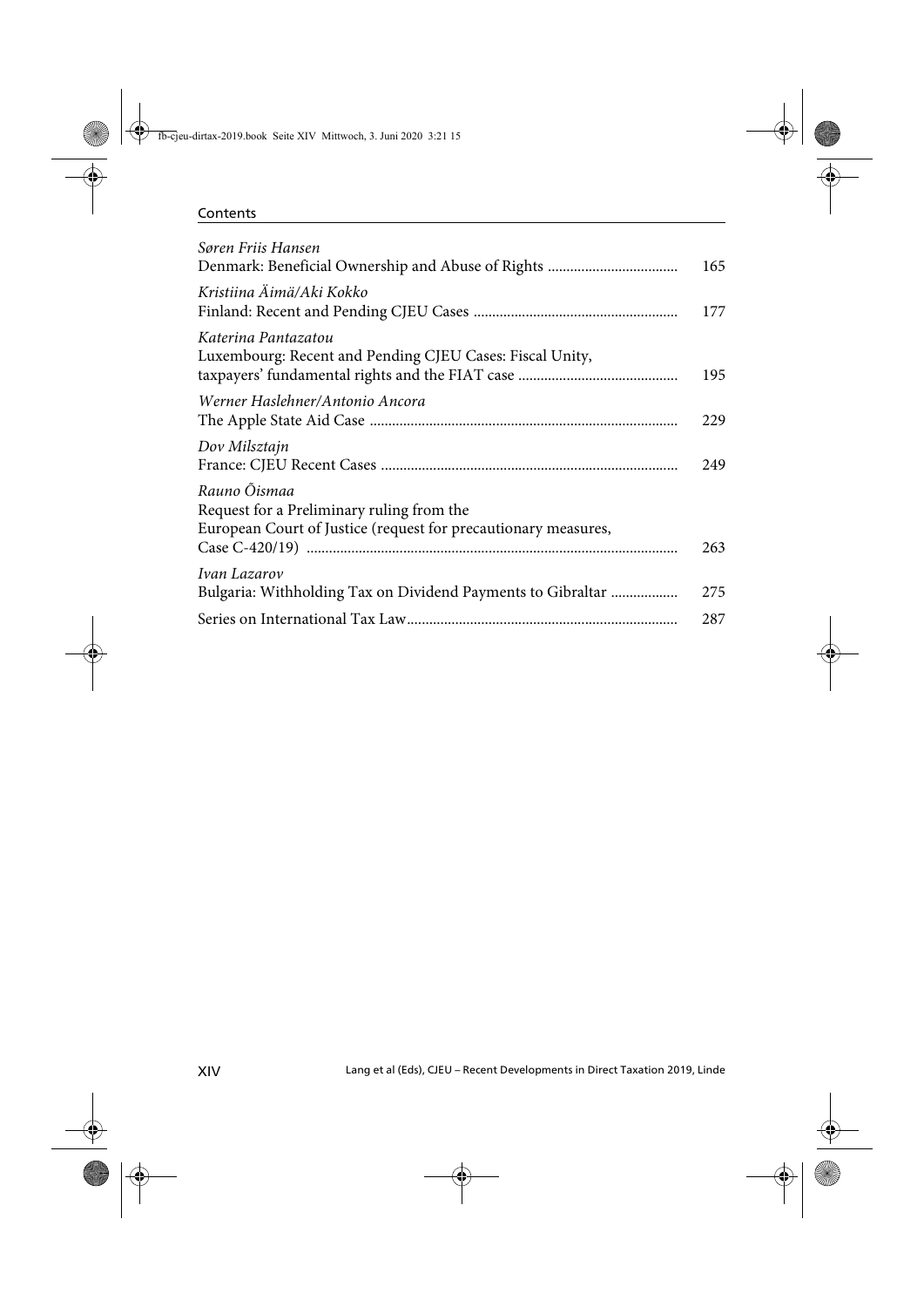*Søren Friis Hansen*
Denmark: Beneficial Ownership and Abuse of Rights .................................. 165

*Kristiina Äimä/Aki Kokko*
Finland: Recent and Pending CJEU Cases ...................................................... 177

*Katerina Pantazatou*
Luxembourg: Recent and Pending CJEU Cases: Fiscal Unity, taxpayers' fundamental rights and the FIAT case .......................................... 195

*Werner Haslehner/Antonio Ancora*
The Apple State Aid Case .................................................................................. 229

*Dov Milsztajn*
France: CJEU Recent Cases ............................................................................... 249

*Rauno Õismaa*
Request for a Preliminary ruling from the European Court of Justice (request for precautionary measures, Case C-420/19) .................................................................................................. 263

*Ivan Lazarov*
Bulgaria: Withholding Tax on Dividend Payments to Gibraltar ................. 275

Series on International Tax Law......................................................................... 287